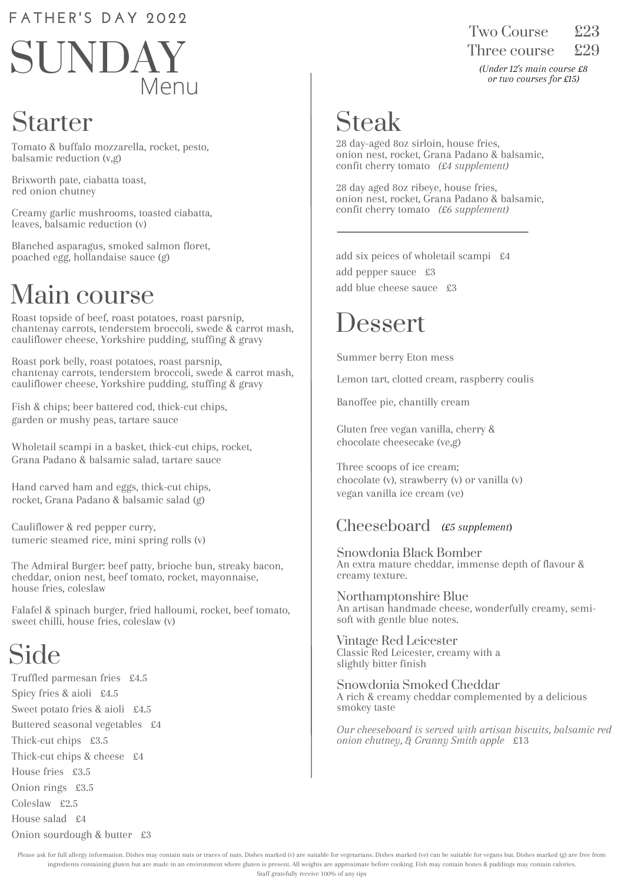FATHER'S DAY 2022

# SUNDAY Menu

Two Course £23
Three course £29

*(Under 12's main course £8 or two courses for £15)*

## Starter

Tomato & buffalo mozzarella, rocket, pesto, balsamic reduction (v,g)

Brixworth pate, ciabatta toast, red onion chutney

Creamy garlic mushrooms, toasted ciabatta, leaves, balsamic reduction (v)

Blanched asparagus, smoked salmon floret, poached egg, hollandaise sauce (g)

## Main course

Roast topside of beef, roast potatoes, roast parsnip, chantenay carrots, tenderstem broccoli, swede & carrot mash, cauliflower cheese, Yorkshire pudding, stuffing & gravy

Roast pork belly, roast potatoes, roast parsnip, chantenay carrots, tenderstem broccoli, swede & carrot mash, cauliflower cheese, Yorkshire pudding, stuffing & gravy

Fish & chips; beer battered cod, thick-cut chips, garden or mushy peas, tartare sauce

Wholetail scampi in a basket, thick-cut chips, rocket, Grana Padano & balsamic salad, tartare sauce

Hand carved ham and eggs, thick-cut chips, rocket, Grana Padano & balsamic salad (g)

Cauliflower & red pepper curry, tumeric steamed rice, mini spring rolls (v)

The Admiral Burger: beef patty, brioche bun, streaky bacon, cheddar, onion nest, beef tomato, rocket, mayonnaise, house fries, coleslaw

Falafel & spinach burger, fried halloumi, rocket, beef tomato, sweet chilli, house fries, coleslaw (v)

## Side

Truffled parmesan fries £4.5
Spicy fries & aioli £4.5
Sweet potato fries & aioli £4.5
Buttered seasonal vegetables £4
Thick-cut chips £3.5
Thick-cut chips & cheese £4
House fries £3.5
Onion rings £3.5
Coleslaw £2.5
House salad £4
Onion sourdough & butter £3

## Steak

28 day-aged 8oz sirloin, house fries, onion nest, rocket, Grana Padano & balsamic, confit cherry tomato *(£4 supplement)*

28 day aged 8oz ribeye, house fries, onion nest, rocket, Grana Padano & balsamic, confit cherry tomato *(£6 supplement)*

---

add six peices of wholetail scampi £4
add pepper sauce £3
add blue cheese sauce £3

## Dessert

Summer berry Eton mess

Lemon tart, clotted cream, raspberry coulis

Banoffee pie, chantilly cream

Gluten free vegan vanilla, cherry & chocolate cheesecake (ve,g)

Three scoops of ice cream;
chocolate (v), strawberry (v) or vanilla (v)
vegan vanilla ice cream (ve)

### Cheeseboard *(£5 supplement)*

**Snowdonia Black Bomber**
An extra mature cheddar, immense depth of flavour & creamy texture.

**Northamptonshire Blue**
An artisan handmade cheese, wonderfully creamy, semi-soft with gentle blue notes.

**Vintage Red Leicester**
Classic Red Leicester, creamy with a slightly bitter finish

**Snowdonia Smoked Cheddar**
A rich & creamy cheddar complemented by a delicious smokey taste

*Our cheeseboard is served with artisan biscuits, balsamic red onion chutney, & Granny Smith apple* £13

Please ask for full allergy information. Dishes may contain nuts or traces of nuts. Dishes marked (v) are suitable for vegetarians. Dishes marked (ve) can be suitable for vegans but. Dishes marked (g) are free from ingredients containing gluten but are made in an environment where gluten is present. All weights are approximate before cooking. Fish may contain bones & puddings may contain calories.
Staff gratefully receive 100% of any tips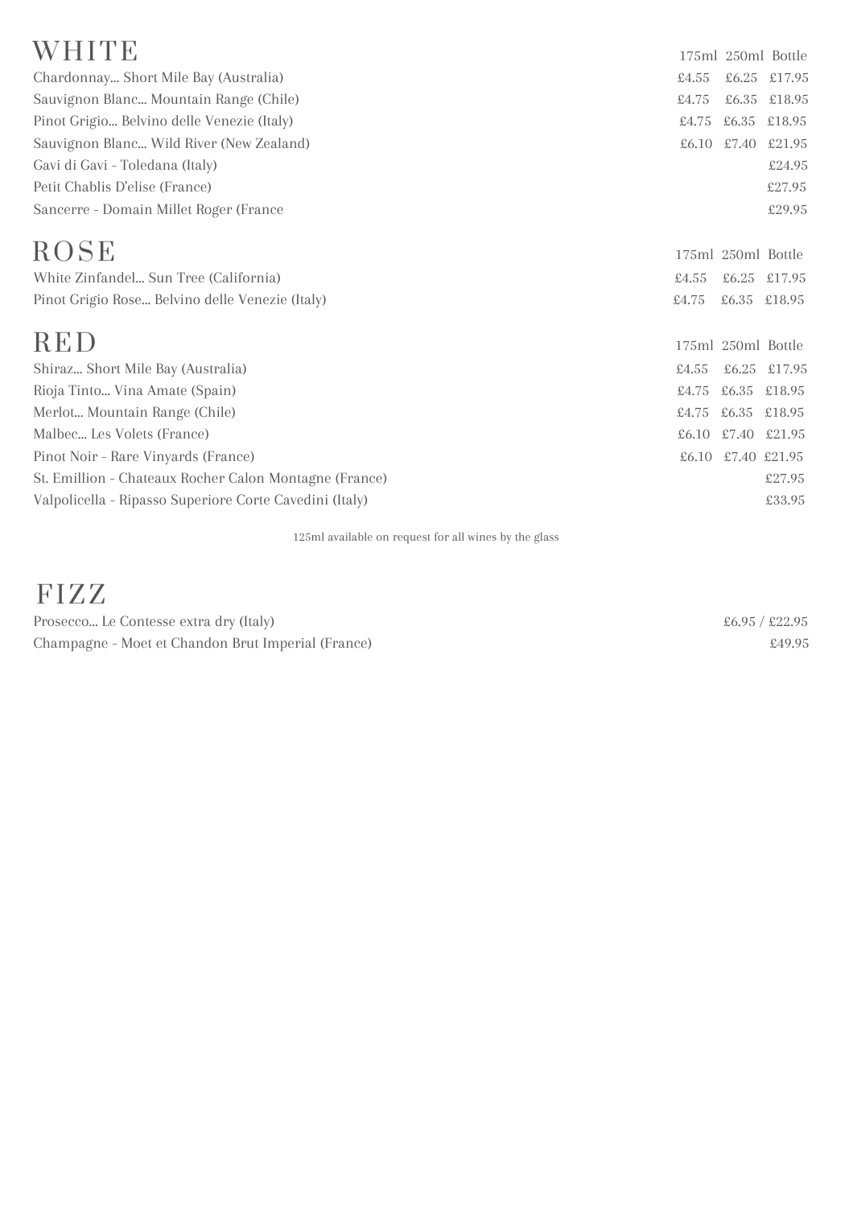## WHITE

| | 175ml | 250ml | Bottle |
|---|---|---|---|
| Chardonnay... Short Mile Bay (Australia) | £4.55 | £6.25 | £17.95 |
| Sauvignon Blanc... Mountain Range (Chile) | £4.75 | £6.35 | £18.95 |
| Pinot Grigio... Belvino delle Venezie (Italy) | £4.75 | £6.35 | £18.95 |
| Sauvignon Blanc... Wild River (New Zealand) | £6.10 | £7.40 | £21.95 |
| Gavi di Gavi - Toledana (Italy) | | | £24.95 |
| Petit Chablis D'elise (France) | | | £27.95 |
| Sancerre - Domain Millet Roger (France | | | £29.95 |

## ROSE

| | 175ml | 250ml | Bottle |
|---|---|---|---|
| White Zinfandel... Sun Tree (California) | £4.55 | £6.25 | £17.95 |
| Pinot Grigio Rose... Belvino delle Venezie (Italy) | £4.75 | £6.35 | £18.95 |

## RED

| | 175ml | 250ml | Bottle |
|---|---|---|---|
| Shiraz... Short Mile Bay (Australia) | £4.55 | £6.25 | £17.95 |
| Rioja Tinto... Vina Amate (Spain) | £4.75 | £6.35 | £18.95 |
| Merlot... Mountain Range (Chile) | £4.75 | £6.35 | £18.95 |
| Malbec... Les Volets (France) | £6.10 | £7.40 | £21.95 |
| Pinot Noir - Rare Vinyards (France) | £6.10 | £7.40 | £21.95 |
| St. Emillion - Chateaux Rocher Calon Montagne (France) | | | £27.95 |
| Valpolicella - Ripasso Superiore Corte Cavedini (Italy) | | | £33.95 |

125ml available on request for all wines by the glass

## FIZZ

| | |
|---|---|
| Prosecco... Le Contesse extra dry (Italy) | £6.95 / £22.95 |
| Champagne - Moet et Chandon Brut Imperial (France) | £49.95 |